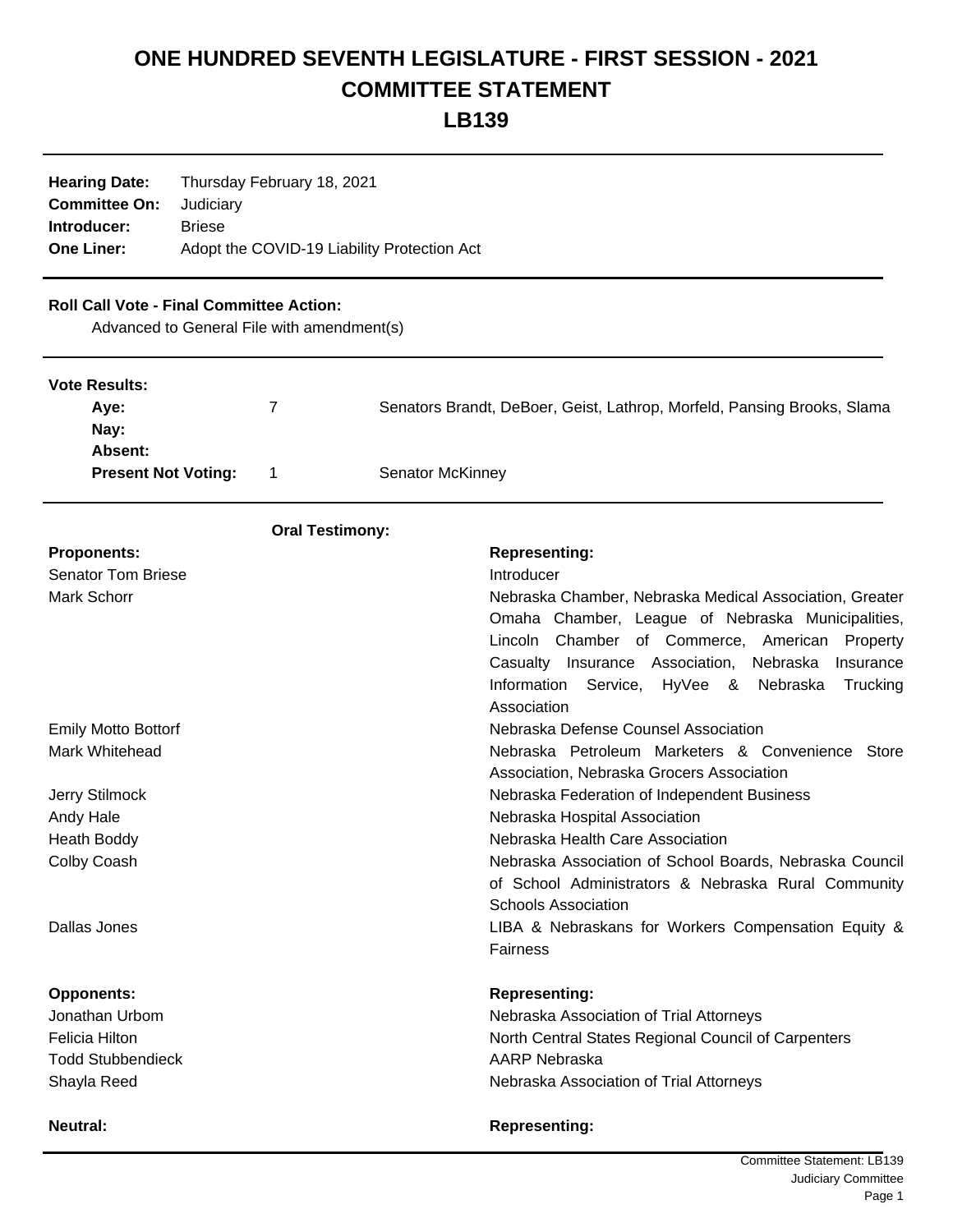# ONE HUNDRED SEVENTH LEGISLATURE - FIRST SESSION - 2021
# COMMITTEE STATEMENT
# LB139

| | |
|---|---|
| **Hearing Date:** | Thursday February 18, 2021 |
| **Committee On:** | Judiciary |
| **Introducer:** | Briese |
| **One Liner:** | Adopt the COVID-19 Liability Protection Act |

**Roll Call Vote - Final Committee Action:**

Advanced to General File with amendment(s)

**Vote Results:**

| | | |
|---|---|---|
| **Aye:** | 7 | Senators Brandt, DeBoer, Geist, Lathrop, Morfeld, Pansing Brooks, Slama |
| **Nay:** | | |
| **Absent:** | | |
| **Present Not Voting:** | 1 | Senator McKinney |

**Oral Testimony:**

| **Proponents:** | **Representing:** |
|---|---|
| Senator Tom Briese | Introducer |
| Mark Schorr | Nebraska Chamber, Nebraska Medical Association, Greater Omaha Chamber, League of Nebraska Municipalities, Lincoln Chamber of Commerce, American Property Casualty Insurance Association, Nebraska Insurance Information Service, HyVee & Nebraska Trucking Association |
| Emily Motto Bottorf | Nebraska Defense Counsel Association |
| Mark Whitehead | Nebraska Petroleum Marketers & Convenience Store Association, Nebraska Grocers Association |
| Jerry Stilmock | Nebraska Federation of Independent Business |
| Andy Hale | Nebraska Hospital Association |
| Heath Boddy | Nebraska Health Care Association |
| Colby Coash | Nebraska Association of School Boards, Nebraska Council of School Administrators & Nebraska Rural Community Schools Association |
| Dallas Jones | LIBA & Nebraskans for Workers Compensation Equity & Fairness |

| **Opponents:** | **Representing:** |
|---|---|
| Jonathan Urbom | Nebraska Association of Trial Attorneys |
| Felicia Hilton | North Central States Regional Council of Carpenters |
| Todd Stubbendieck | AARP Nebraska |
| Shayla Reed | Nebraska Association of Trial Attorneys |

| **Neutral:** | **Representing:** |
|---|---|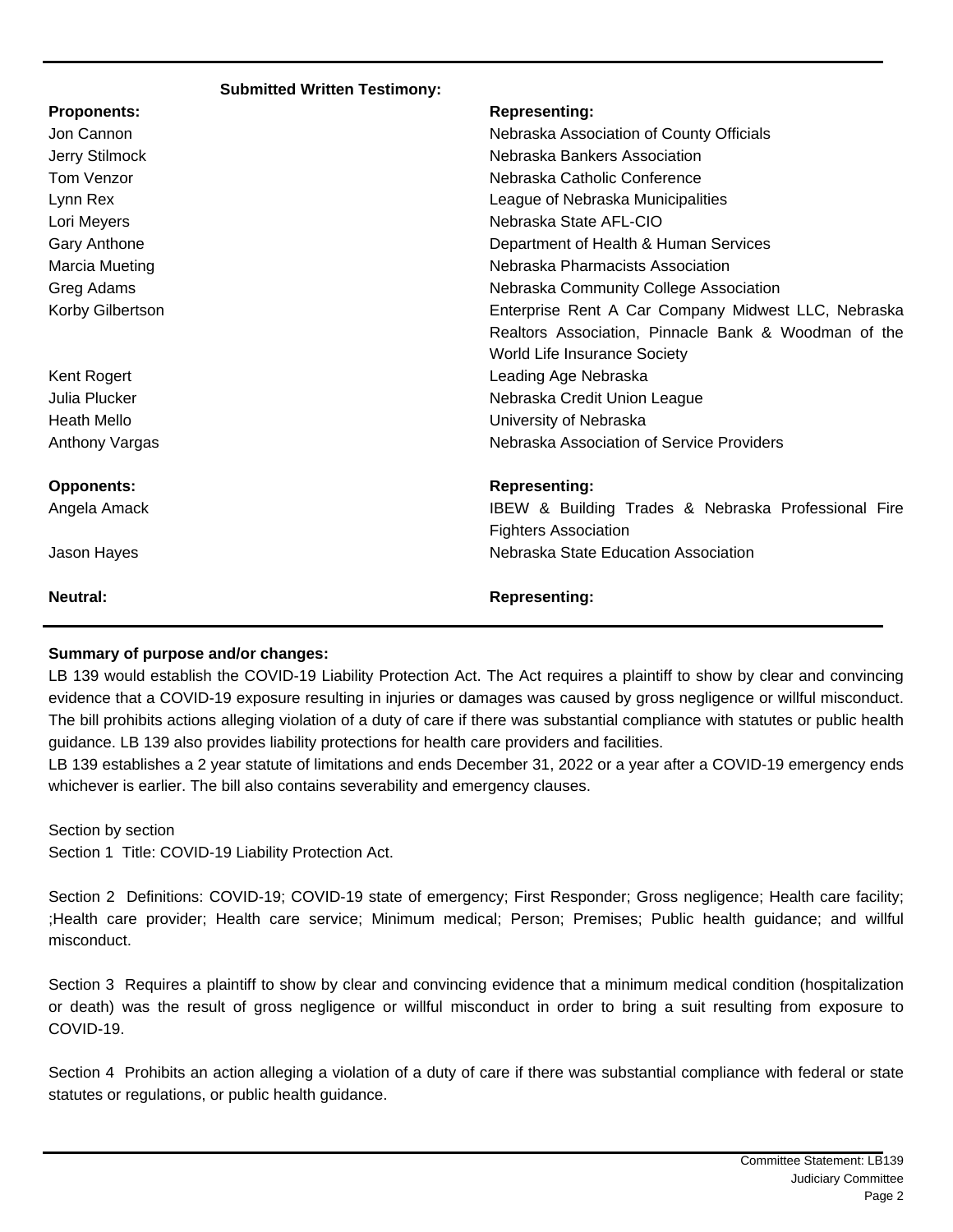**Submitted Written Testimony:**

| Proponents: | Representing: |
|---|---|
| Jon Cannon | Nebraska Association of County Officials |
| Jerry Stilmock | Nebraska Bankers Association |
| Tom Venzor | Nebraska Catholic Conference |
| Lynn Rex | League of Nebraska Municipalities |
| Lori Meyers | Nebraska State AFL-CIO |
| Gary Anthone | Department of Health & Human Services |
| Marcia Mueting | Nebraska Pharmacists Association |
| Greg Adams | Nebraska Community College Association |
| Korby Gilbertson | Enterprise Rent A Car Company Midwest LLC, Nebraska Realtors Association, Pinnacle Bank & Woodman of the World Life Insurance Society |
| Kent Rogert | Leading Age Nebraska |
| Julia Plucker | Nebraska Credit Union League |
| Heath Mello | University of Nebraska |
| Anthony Vargas | Nebraska Association of Service Providers |

| Opponents: | Representing: |
|---|---|
| Angela Amack | IBEW & Building Trades & Nebraska Professional Fire Fighters Association |
| Jason Hayes | Nebraska State Education Association |

| Neutral: | Representing: |
|---|---|

**Summary of purpose and/or changes:**

LB 139 would establish the COVID-19 Liability Protection Act. The Act requires a plaintiff to show by clear and convincing evidence that a COVID-19 exposure resulting in injuries or damages was caused by gross negligence or willful misconduct. The bill prohibits actions alleging violation of a duty of care if there was substantial compliance with statutes or public health guidance. LB 139 also provides liability protections for health care providers and facilities.

LB 139 establishes a 2 year statute of limitations and ends December 31, 2022 or a year after a COVID-19 emergency ends whichever is earlier. The bill also contains severability and emergency clauses.

Section by section

Section 1 Title: COVID-19 Liability Protection Act.

Section 2 Definitions: COVID-19; COVID-19 state of emergency; First Responder; Gross negligence; Health care facility; ;Health care provider; Health care service; Minimum medical; Person; Premises; Public health guidance; and willful misconduct.

Section 3 Requires a plaintiff to show by clear and convincing evidence that a minimum medical condition (hospitalization or death) was the result of gross negligence or willful misconduct in order to bring a suit resulting from exposure to COVID-19.

Section 4 Prohibits an action alleging a violation of a duty of care if there was substantial compliance with federal or state statutes or regulations, or public health guidance.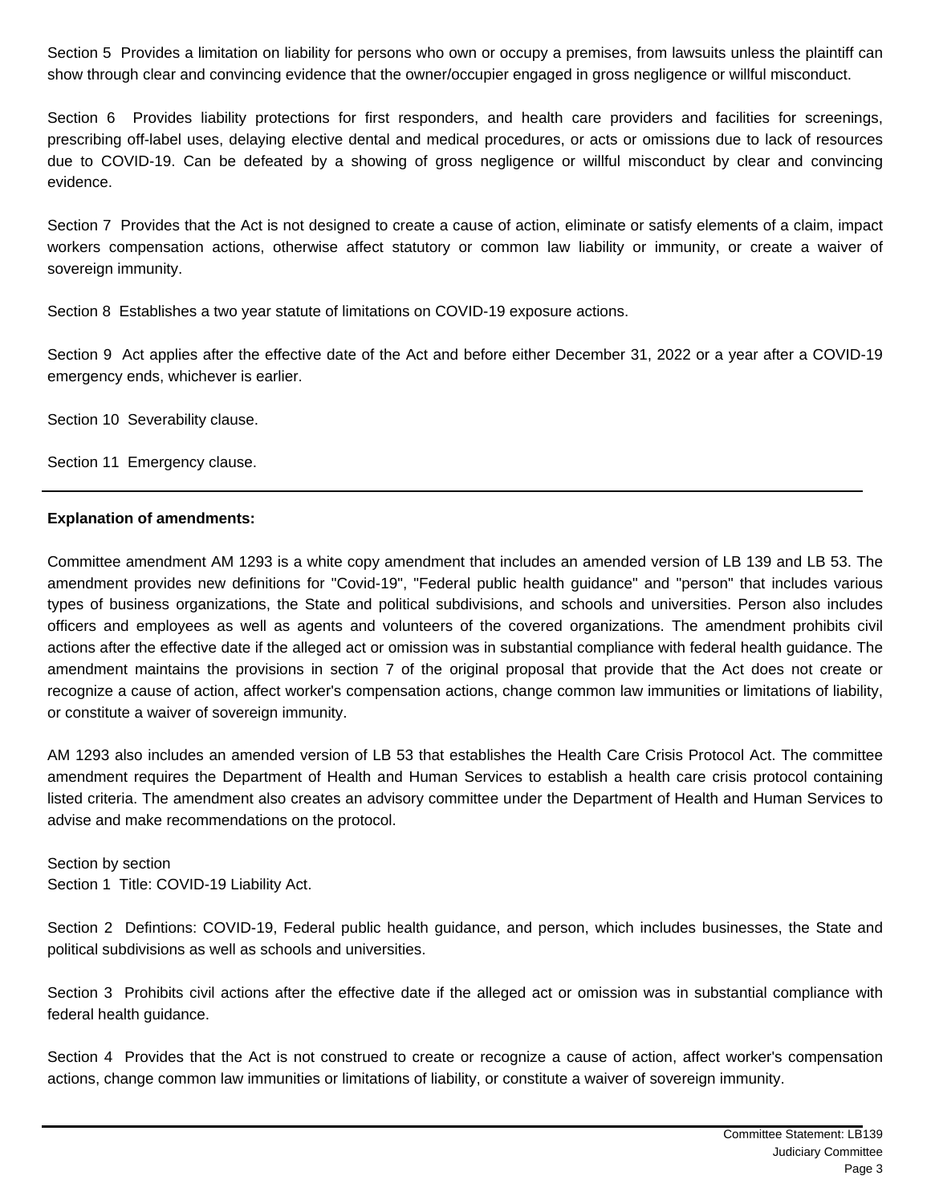Section 5  Provides a limitation on liability for persons who own or occupy a premises, from lawsuits unless the plaintiff can show through clear and convincing evidence that the owner/occupier engaged in gross negligence or willful misconduct.

Section 6  Provides liability protections for first responders, and health care providers and facilities for screenings, prescribing off-label uses, delaying elective dental and medical procedures, or acts or omissions due to lack of resources due to COVID-19. Can be defeated by a showing of gross negligence or willful misconduct by clear and convincing evidence.

Section 7  Provides that the Act is not designed to create a cause of action, eliminate or satisfy elements of a claim, impact workers compensation actions, otherwise affect statutory or common law liability or immunity, or create a waiver of sovereign immunity.

Section 8  Establishes a two year statute of limitations on COVID-19 exposure actions.

Section 9  Act applies after the effective date of the Act and before either December 31, 2022 or a year after a COVID-19 emergency ends, whichever is earlier.

Section 10  Severability clause.

Section 11  Emergency clause.

---

**Explanation of amendments:**

Committee amendment AM 1293 is a white copy amendment that includes an amended version of LB 139 and LB 53. The amendment provides new definitions for "Covid-19", "Federal public health guidance" and "person" that includes various types of business organizations, the State and political subdivisions, and schools and universities. Person also includes officers and employees as well as agents and volunteers of the covered organizations. The amendment prohibits civil actions after the effective date if the alleged act or omission was in substantial compliance with federal health guidance. The amendment maintains the provisions in section 7 of the original proposal that provide that the Act does not create or recognize a cause of action, affect worker's compensation actions, change common law immunities or limitations of liability, or constitute a waiver of sovereign immunity.

AM 1293 also includes an amended version of LB 53 that establishes the Health Care Crisis Protocol Act. The committee amendment requires the Department of Health and Human Services to establish a health care crisis protocol containing listed criteria. The amendment also creates an advisory committee under the Department of Health and Human Services to advise and make recommendations on the protocol.

Section by section
Section 1  Title: COVID-19 Liability Act.

Section 2  Defintions: COVID-19, Federal public health guidance, and person, which includes businesses, the State and political subdivisions as well as schools and universities.

Section 3  Prohibits civil actions after the effective date if the alleged act or omission was in substantial compliance with federal health guidance.

Section 4  Provides that the Act is not construed to create or recognize a cause of action, affect worker's compensation actions, change common law immunities or limitations of liability, or constitute a waiver of sovereign immunity.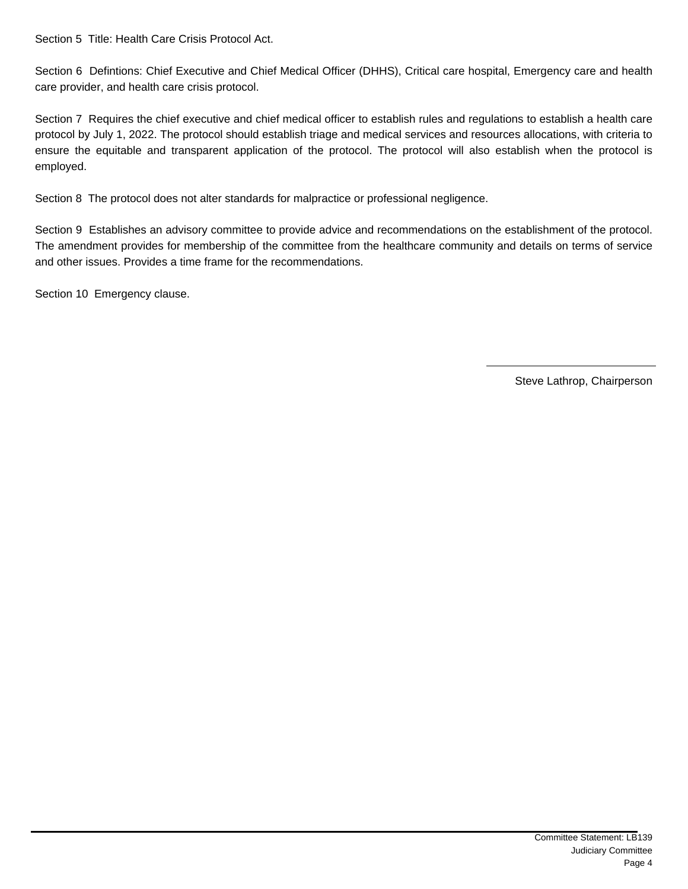Section 5 Title: Health Care Crisis Protocol Act.

Section 6 Defintions: Chief Executive and Chief Medical Officer (DHHS), Critical care hospital, Emergency care and health care provider, and health care crisis protocol.

Section 7 Requires the chief executive and chief medical officer to establish rules and regulations to establish a health care protocol by July 1, 2022. The protocol should establish triage and medical services and resources allocations, with criteria to ensure the equitable and transparent application of the protocol. The protocol will also establish when the protocol is employed.

Section 8 The protocol does not alter standards for malpractice or professional negligence.

Section 9 Establishes an advisory committee to provide advice and recommendations on the establishment of the protocol. The amendment provides for membership of the committee from the healthcare community and details on terms of service and other issues. Provides a time frame for the recommendations.

Section 10 Emergency clause.

Steve Lathrop, Chairperson